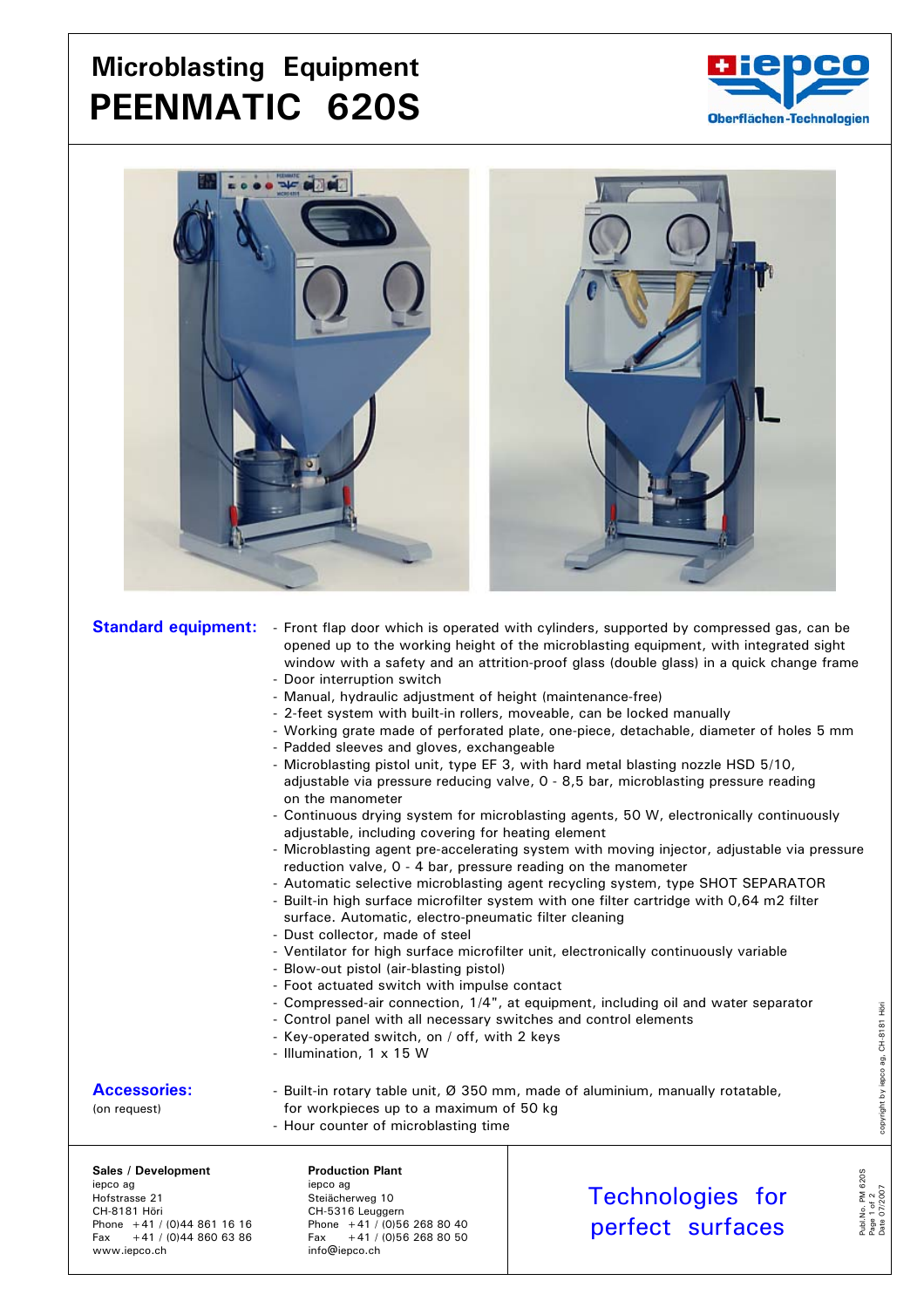# Microblasting Equipment
# PEENMATIC 620S

iepco
Oberflächen-Technologien

**Standard equipment:**

- Front flap door which is operated with cylinders, supported by compressed gas, can be opened up to the working height of the microblasting equipment, with integrated sight window with a safety and an attrition-proof glass (double glass) in a quick change frame
- Door interruption switch
- Manual, hydraulic adjustment of height (maintenance-free)
- 2-feet system with built-in rollers, moveable, can be locked manually
- Working grate made of perforated plate, one-piece, detachable, diameter of holes 5 mm
- Padded sleeves and gloves, exchangeable
- Microblasting pistol unit, type EF 3, with hard metal blasting nozzle HSD 5/10, adjustable via pressure reducing valve, 0 - 8,5 bar, microblasting pressure reading on the manometer
- Continuous drying system for microblasting agents, 50 W, electronically continuously adjustable, including covering for heating element
- Microblasting agent pre-accelerating system with moving injector, adjustable via pressure reduction valve, 0 - 4 bar, pressure reading on the manometer
- Automatic selective microblasting agent recycling system, type SHOT SEPARATOR
- Built-in high surface microfilter system with one filter cartridge with 0,64 m2 filter surface. Automatic, electro-pneumatic filter cleaning
- Dust collector, made of steel
- Ventilator for high surface microfilter unit, electronically continuously variable
- Blow-out pistol (air-blasting pistol)
- Foot actuated switch with impulse contact
- Compressed-air connection, 1/4", at equipment, including oil and water separator
- Control panel with all necessary switches and control elements
- Key-operated switch, on / off, with 2 keys
- Illumination, 1 x 15 W

**Accessories:**
(on request)

- Built-in rotary table unit, Ø 350 mm, made of aluminium, manually rotatable, for workpieces up to a maximum of 50 kg
- Hour counter of microblasting time

copyright by iepco ag, CH-8181 Höri

**Sales / Development**
iepco ag
Hofstrasse 21
CH-8181 Höri
Phone +41 / (0)44 861 16 16
Fax +41 / (0)44 860 63 86
www.iepco.ch

**Production Plant**
iepco ag
Steiächerweg 10
CH-5316 Leuggern
Phone +41 / (0)56 268 80 40
Fax +41 / (0)56 268 80 50
info@iepco.ch

Technologies for perfect surfaces

Publ.No. PM 620S
Date 07/2007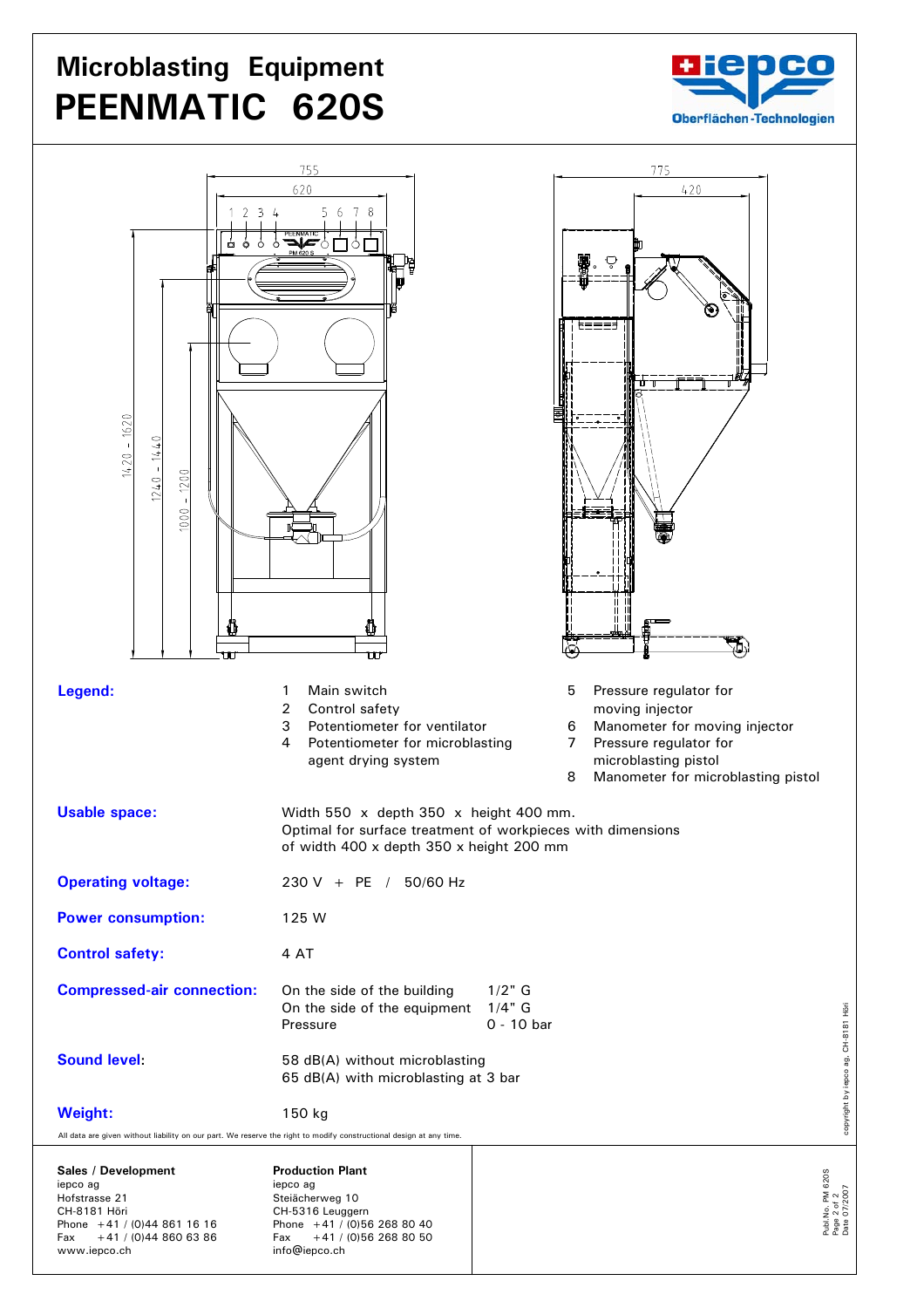# Microblasting Equipment
# PEENMATIC 620S

iepco Oberflächen-Technologien

755
620
1 2 3 4 5 6 7 8
1420 - 1620
1240 - 1440
1000 - 1200
775
420

**Legend:**

1. Main switch
2. Control safety
3. Potentiometer for ventilator
4. Potentiometer for microblasting agent drying system
5. Pressure regulator for moving injector
6. Manometer for moving injector
7. Pressure regulator for microblasting pistol
8. Manometer for microblasting pistol

| | |
|---|---|
| **Usable space:** | Width 550 x depth 350 x height 400 mm. Optimal for surface treatment of workpieces with dimensions of width 400 x depth 350 x height 200 mm |
| **Operating voltage:** | 230 V + PE / 50/60 Hz |
| **Power consumption:** | 125 W |
| **Control safety:** | 4 AT |
| **Compressed-air connection:** | On the side of the building 1/2" G<br>On the side of the equipment 1/4" G<br>Pressure 0 - 10 bar |
| **Sound level:** | 58 dB(A) without microblasting<br>65 dB(A) with microblasting at 3 bar |
| **Weight:** | 150 kg |

All data are given without liability on our part. We reserve the right to modify constructional design at any time.

copyright by iepco ag, CH-8181 Höri

**Sales / Development**
iepco ag
Hofstrasse 21
CH-8181 Höri
Phone +41 / (0)44 861 16 16
Fax +41 / (0)44 860 63 86
www.iepco.ch

**Production Plant**
iepco ag
Steiächerweg 10
CH-5316 Leuggern
Phone +41 / (0)56 268 80 40
Fax +41 / (0)56 268 80 50
info@iepco.ch

Publ.No. PM 620S
Date 07/2007